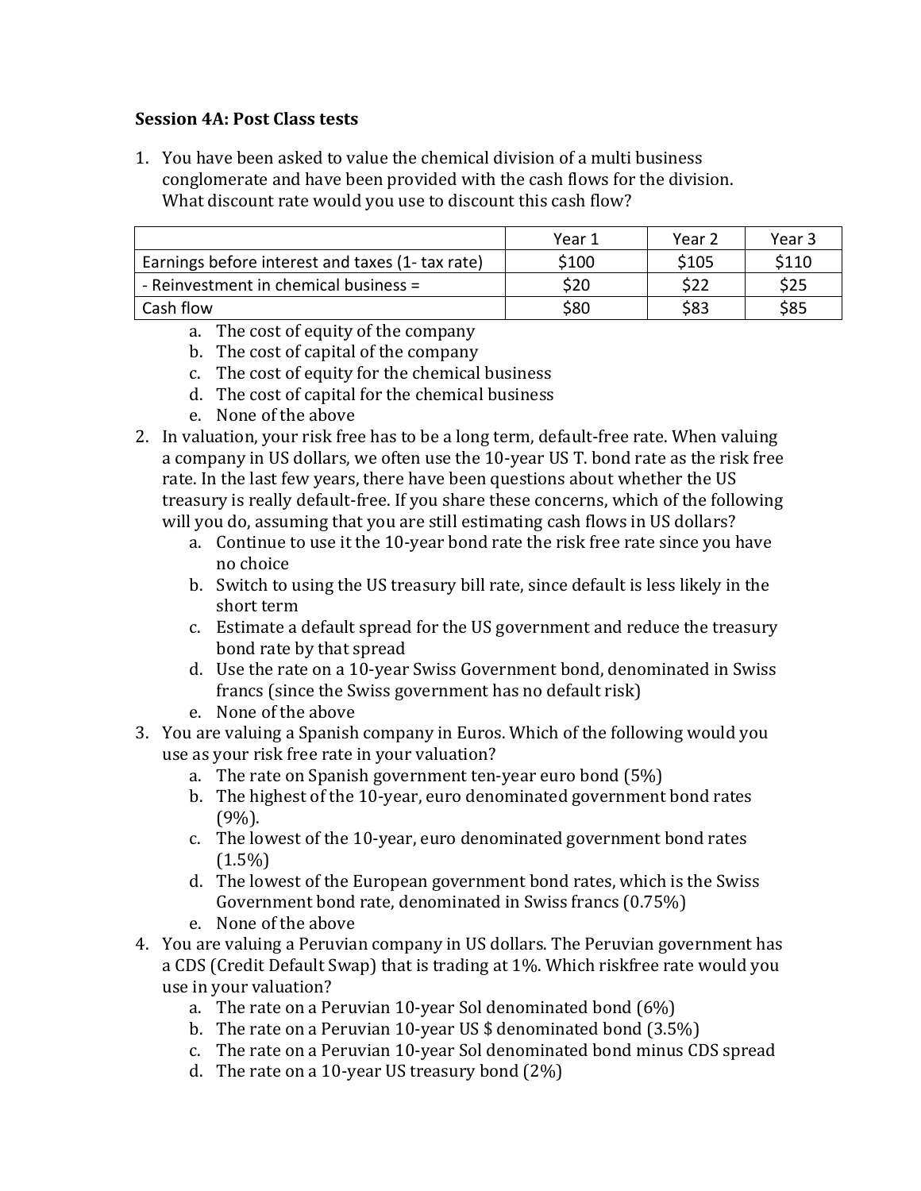**Session 4A: Post Class tests**

1. You have been asked to value the chemical division of a multi business conglomerate and have been provided with the cash flows for the division. What discount rate would you use to discount this cash flow?

| | Year 1 | Year 2 | Year 3 |
|---|---|---|---|
| Earnings before interest and taxes (1- tax rate) | $100 | $105 | $110 |
| - Reinvestment in chemical business = | $20 | $22 | $25 |
| Cash flow | $80 | $83 | $85 |

   a. The cost of equity of the company
   b. The cost of capital of the company
   c. The cost of equity for the chemical business
   d. The cost of capital for the chemical business
   e. None of the above

2. In valuation, your risk free has to be a long term, default-free rate. When valuing a company in US dollars, we often use the 10-year US T. bond rate as the risk free rate. In the last few years, there have been questions about whether the US treasury is really default-free. If you share these concerns, which of the following will you do, assuming that you are still estimating cash flows in US dollars?
   a. Continue to use it the 10-year bond rate the risk free rate since you have no choice
   b. Switch to using the US treasury bill rate, since default is less likely in the short term
   c. Estimate a default spread for the US government and reduce the treasury bond rate by that spread
   d. Use the rate on a 10-year Swiss Government bond, denominated in Swiss francs (since the Swiss government has no default risk)
   e. None of the above

3. You are valuing a Spanish company in Euros. Which of the following would you use as your risk free rate in your valuation?
   a. The rate on Spanish government ten-year euro bond (5%)
   b. The highest of the 10-year, euro denominated government bond rates (9%).
   c. The lowest of the 10-year, euro denominated government bond rates (1.5%)
   d. The lowest of the European government bond rates, which is the Swiss Government bond rate, denominated in Swiss francs (0.75%)
   e. None of the above

4. You are valuing a Peruvian company in US dollars. The Peruvian government has a CDS (Credit Default Swap) that is trading at 1%. Which riskfree rate would you use in your valuation?
   a. The rate on a Peruvian 10-year Sol denominated bond (6%)
   b. The rate on a Peruvian 10-year US $ denominated bond (3.5%)
   c. The rate on a Peruvian 10-year Sol denominated bond minus CDS spread
   d. The rate on a 10-year US treasury bond (2%)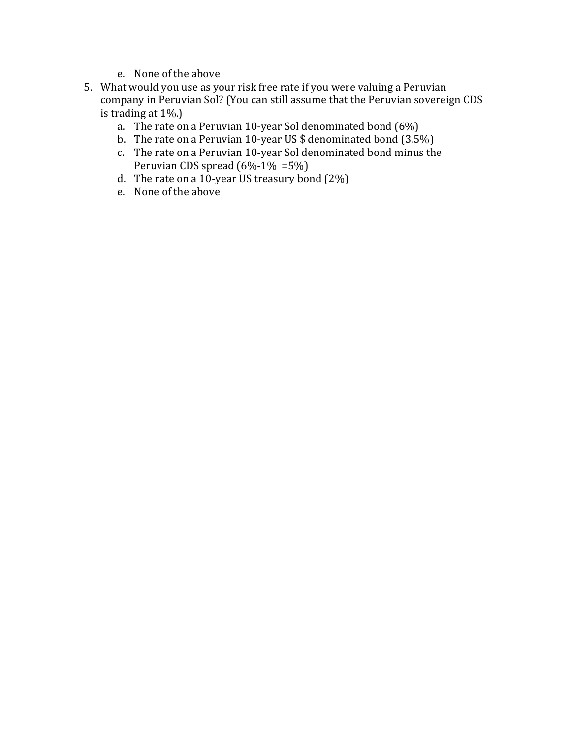e. None of the above

5. What would you use as your risk free rate if you were valuing a Peruvian company in Peruvian Sol? (You can still assume that the Peruvian sovereign CDS is trading at 1%.)
   a. The rate on a Peruvian 10-year Sol denominated bond (6%)
   b. The rate on a Peruvian 10-year US $ denominated bond (3.5%)
   c. The rate on a Peruvian 10-year Sol denominated bond minus the Peruvian CDS spread (6%-1% =5%)
   d. The rate on a 10-year US treasury bond (2%)
   e. None of the above